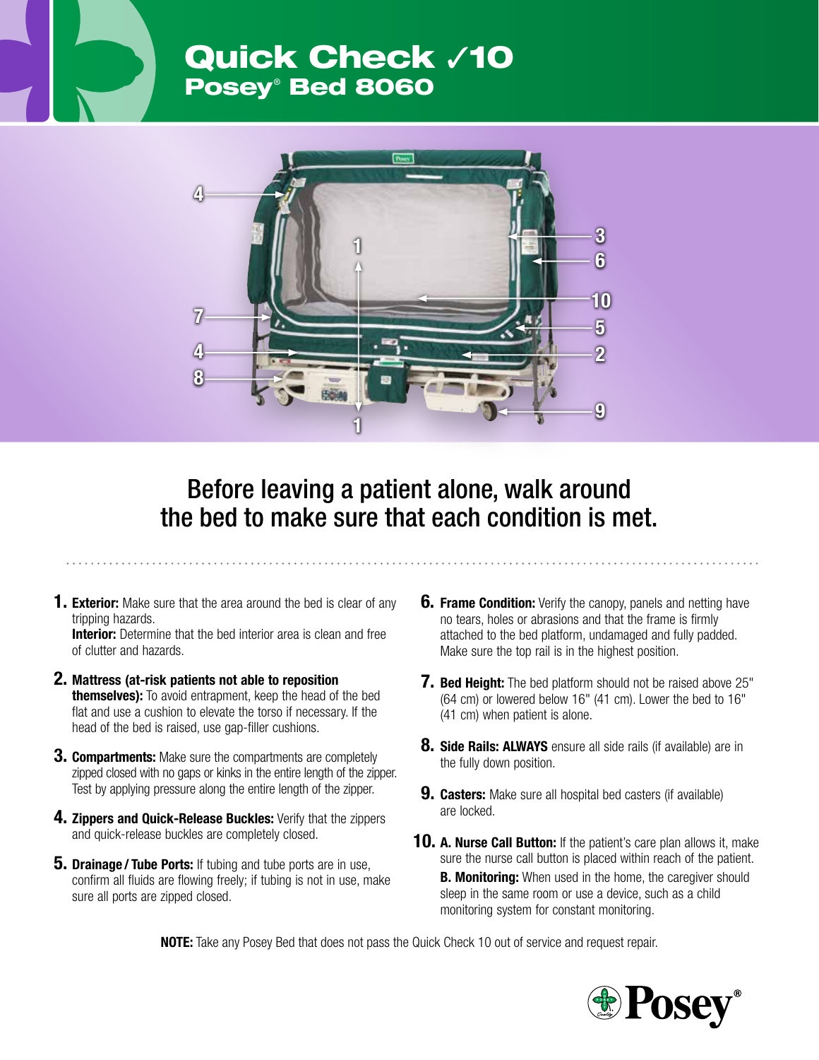# Quick Check ✓10

## Posey® Bed 8060

### Before leaving a patient alone, walk around the bed to make sure that each condition is met.

1. **Exterior:** Make sure that the area around the bed is clear of any tripping hazards.
   **Interior:** Determine that the bed interior area is clean and free of clutter and hazards.

2. **Mattress (at-risk patients not able to reposition themselves):** To avoid entrapment, keep the head of the bed flat and use a cushion to elevate the torso if necessary. If the head of the bed is raised, use gap-filler cushions.

3. **Compartments:** Make sure the compartments are completely zipped closed with no gaps or kinks in the entire length of the zipper. Test by applying pressure along the entire length of the zipper.

4. **Zippers and Quick-Release Buckles:** Verify that the zippers and quick-release buckles are completely closed.

5. **Drainage / Tube Ports:** If tubing and tube ports are in use, confirm all fluids are flowing freely; if tubing is not in use, make sure all ports are zipped closed.

6. **Frame Condition:** Verify the canopy, panels and netting have no tears, holes or abrasions and that the frame is firmly attached to the bed platform, undamaged and fully padded. Make sure the top rail is in the highest position.

7. **Bed Height:** The bed platform should not be raised above 25" (64 cm) or lowered below 16" (41 cm). Lower the bed to 16" (41 cm) when patient is alone.

8. **Side Rails: ALWAYS** ensure all side rails (if available) are in the fully down position.

9. **Casters:** Make sure all hospital bed casters (if available) are locked.

10. **A. Nurse Call Button:** If the patient's care plan allows it, make sure the nurse call button is placed within reach of the patient.
    **B. Monitoring:** When used in the home, the caregiver should sleep in the same room or use a device, such as a child monitoring system for constant monitoring.

**NOTE:** Take any Posey Bed that does not pass the Quick Check 10 out of service and request repair.

Posey®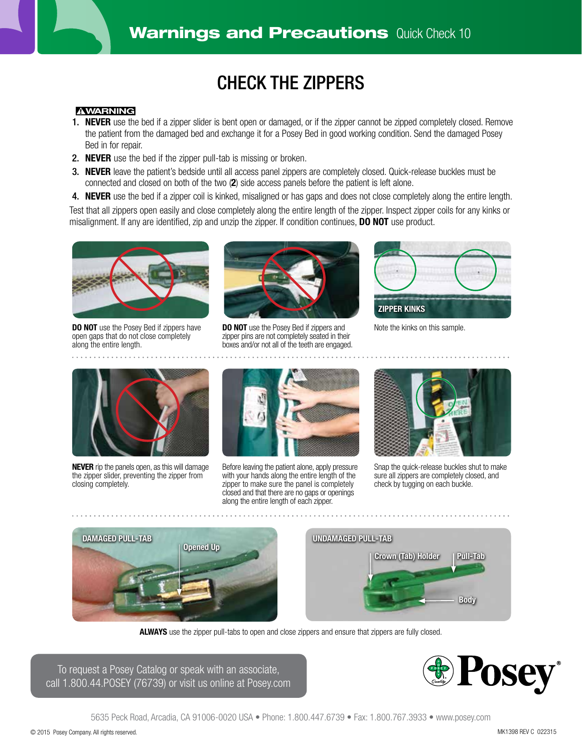# Warnings and Precautions Quick Check 10

## CHECK THE ZIPPERS

**⚠WARNING**

1. **NEVER** use the bed if a zipper slider is bent open or damaged, or if the zipper cannot be zipped completely closed. Remove the patient from the damaged bed and exchange it for a Posey Bed in good working condition. Send the damaged Posey Bed in for repair.
2. **NEVER** use the bed if the zipper pull-tab is missing or broken.
3. **NEVER** leave the patient's bedside until all access panel zippers are completely closed. Quick-release buckles must be connected and closed on both of the two (**2**) side access panels before the patient is left alone.
4. **NEVER** use the bed if a zipper coil is kinked, misaligned or has gaps and does not close completely along the entire length.

Test that all zippers open easily and close completely along the entire length of the zipper. Inspect zipper coils for any kinks or misalignment. If any are identified, zip and unzip the zipper. If condition continues, **DO NOT** use product.

**DO NOT** use the Posey Bed if zippers have open gaps that do not close completely along the entire length.

**DO NOT** use the Posey Bed if zippers and zipper pins are not completely seated in their boxes and/or not all of the teeth are engaged.

ZIPPER KINKS

Note the kinks on this sample.

**NEVER** rip the panels open, as this will damage the zipper slider, preventing the zipper from closing completely.

Before leaving the patient alone, apply pressure with your hands along the entire length of the zipper to make sure the panel is completely closed and that there are no gaps or openings along the entire length of each zipper.

Snap the quick-release buckles shut to make sure all zippers are completely closed, and check by tugging on each buckle.

DAMAGED PULL-TAB

Opened Up

UNDAMAGED PULL-TAB

Crown (Tab) Holder

Pull-Tab

Body

**ALWAYS** use the zipper pull-tabs to open and close zippers and ensure that zippers are fully closed.

To request a Posey Catalog or speak with an associate, call 1.800.44.POSEY (76739) or visit us online at Posey.com

Posey®

5635 Peck Road, Arcadia, CA 91006-0020 USA • Phone: 1.800.447.6739 • Fax: 1.800.767.3933 • www.posey.com

© 2015 Posey Company. All rights reserved.

MK1398 REV C 022315